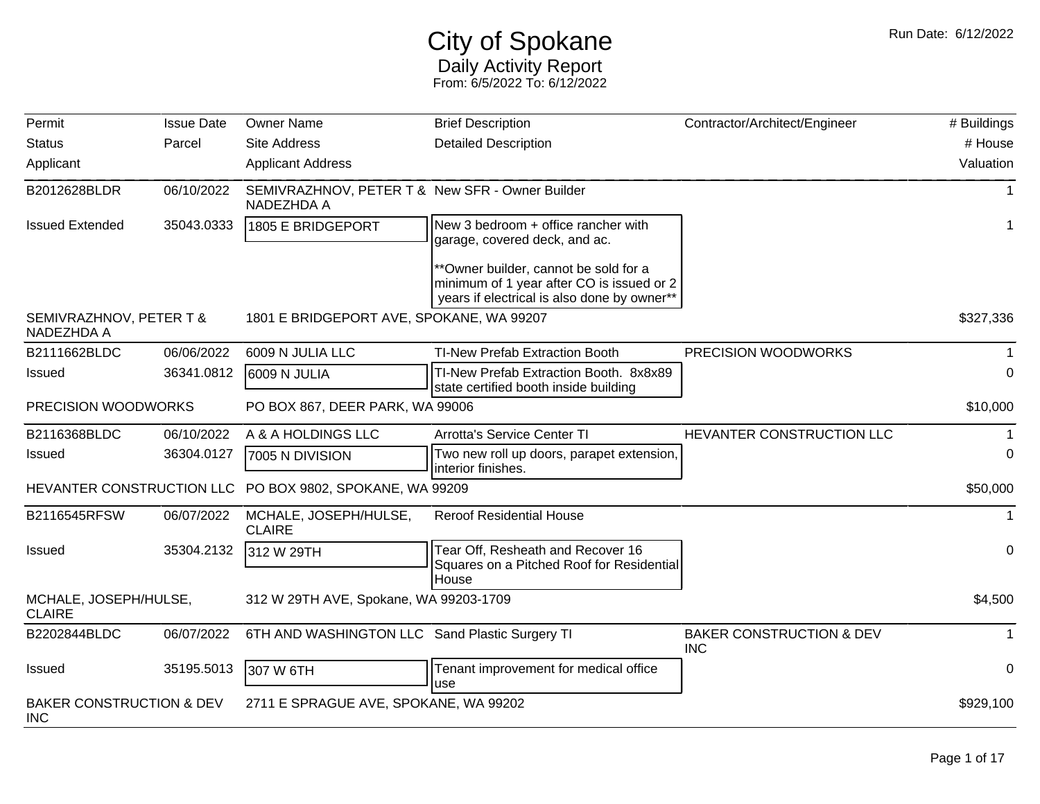# City of Spokane

## Daily Activity Report

From: 6/5/2022 To: 6/12/2022

Run Date: 6/12/2022

| Permit / Status / Applicant | Issue Date / Parcel | Owner Name / Site Address / Applicant Address | Brief Description / Detailed Description | Contractor/Architect/Engineer | # Buildings / # House / Valuation |
|---|---|---|---|---|---|
| B2012628BLDR | 06/10/2022 | SEMIVRAZHNOV, PETER T & NADEZHDA A | New SFR - Owner Builder | | 1 |
| Issued Extended | 35043.0333 | 1805 E BRIDGEPORT | New 3 bedroom + office rancher with garage, covered deck, and ac.<br><br>**Owner builder, cannot be sold for a minimum of 1 year after CO is issued or 2 years if electrical is also done by owner** | | 1 |
| SEMIVRAZHNOV, PETER T & NADEZHDA A | | 1801 E BRIDGEPORT AVE, SPOKANE, WA 99207 | | | $327,336 |
| B2111662BLDC | 06/06/2022 | 6009 N JULIA LLC | TI-New Prefab Extraction Booth | PRECISION WOODWORKS | 1 |
| Issued | 36341.0812 | 6009 N JULIA | TI-New Prefab Extraction Booth. 8x8x89 state certified booth inside building | | 0 |
| PRECISION WOODWORKS | | PO BOX 867, DEER PARK, WA 99006 | | | $10,000 |
| B2116368BLDC | 06/10/2022 | A & A HOLDINGS LLC | Arrotta's Service Center TI | HEVANTER CONSTRUCTION LLC | 1 |
| Issued | 36304.0127 | 7005 N DIVISION | Two new roll up doors, parapet extension, interior finishes. | | 0 |
| HEVANTER CONSTRUCTION LLC | | PO BOX 9802, SPOKANE, WA 99209 | | | $50,000 |
| B2116545RFSW | 06/07/2022 | MCHALE, JOSEPH/HULSE, CLAIRE | Reroof Residential House | | 1 |
| Issued | 35304.2132 | 312 W 29TH | Tear Off, Resheath and Recover 16 Squares on a Pitched Roof for Residential House | | 0 |
| MCHALE, JOSEPH/HULSE, CLAIRE | | 312 W 29TH AVE, Spokane, WA 99203-1709 | | | $4,500 |
| B2202844BLDC | 06/07/2022 | 6TH AND WASHINGTON LLC | Sand Plastic Surgery TI | BAKER CONSTRUCTION & DEV INC | 1 |
| Issued | 35195.5013 | 307 W 6TH | Tenant improvement for medical office use | | 0 |
| BAKER CONSTRUCTION & DEV INC | | 2711 E SPRAGUE AVE, SPOKANE, WA 99202 | | | $929,100 |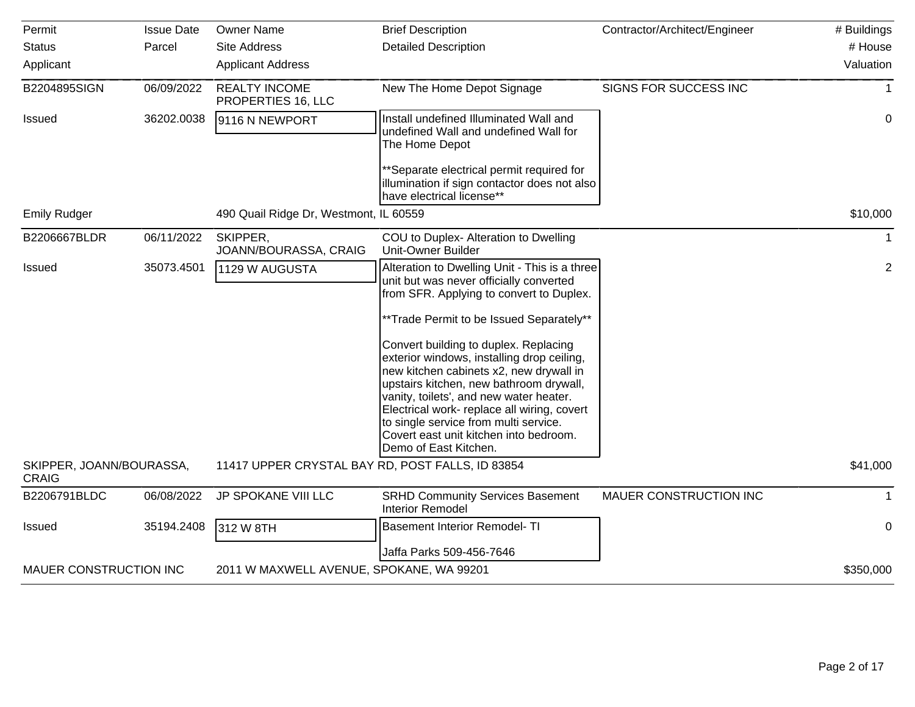| Permit<br>Status<br>Applicant | Issue Date<br>Parcel | Owner Name<br>Site Address<br>Applicant Address | Brief Description<br>Detailed Description | Contractor/Architect/Engineer | # Buildings<br># House<br>Valuation |
|---|---|---|---|---|---|
| B2204895SIGN | 06/09/2022 | REALTY INCOME PROPERTIES 16, LLC | New The Home Depot Signage | SIGNS FOR SUCCESS INC | 1 |
| Issued | 36202.0038 | 9116 N NEWPORT | Install undefined Illuminated Wall and undefined Wall and undefined Wall for The Home Depot<br><br>**Separate electrical permit required for illumination if sign contactor does not also have electrical license** | | 0 |
| Emily Rudger | | 490 Quail Ridge Dr, Westmont, IL 60559 | | | $10,000 |
| B2206667BLDR | 06/11/2022 | SKIPPER, JOANN/BOURASSA, CRAIG | COU to Duplex- Alteration to Dwelling Unit-Owner Builder | | 1 |
| Issued | 35073.4501 | 1129 W AUGUSTA | Alteration to Dwelling Unit - This is a three unit but was never officially converted from SFR. Applying to convert to Duplex.<br><br>**Trade Permit to be Issued Separately**<br><br>Convert building to duplex. Replacing exterior windows, installing drop ceiling, new kitchen cabinets x2, new drywall in upstairs kitchen, new bathroom drywall, vanity, toilets', and new water heater. Electrical work- replace all wiring, covert to single service from multi service. Covert east unit kitchen into bedroom. Demo of East Kitchen. | | 2 |
| SKIPPER, JOANN/BOURASSA, CRAIG | | 11417 UPPER CRYSTAL BAY RD, POST FALLS, ID 83854 | | | $41,000 |
| B2206791BLDC | 06/08/2022 | JP SPOKANE VIII LLC | SRHD Community Services Basement Interior Remodel | MAUER CONSTRUCTION INC | 1 |
| Issued | 35194.2408 | 312 W 8TH | Basement Interior Remodel- TI<br><br>Jaffa Parks 509-456-7646 | | 0 |
| MAUER CONSTRUCTION INC | | 2011 W MAXWELL AVENUE, SPOKANE, WA 99201 | | | $350,000 |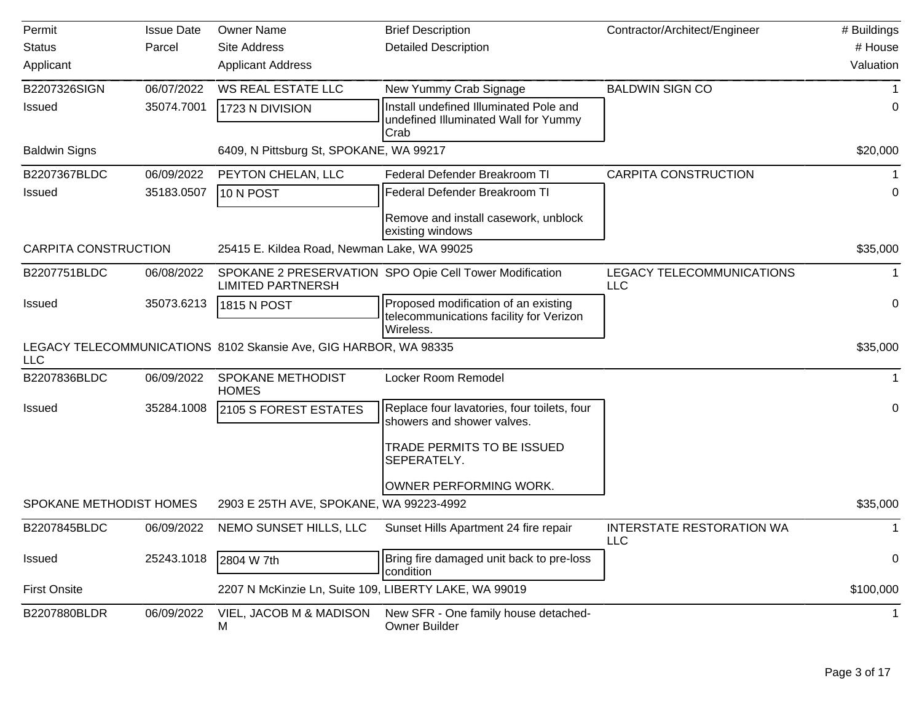| Permit<br>Status<br>Applicant | Issue Date<br>Parcel | Owner Name<br>Site Address<br>Applicant Address | Brief Description<br>Detailed Description | Contractor/Architect/Engineer | # Buildings<br># House<br>Valuation |
|---|---|---|---|---|---|
| B2207326SIGN | 06/07/2022 | WS REAL ESTATE LLC | New Yummy Crab Signage | BALDWIN SIGN CO | 1 |
| Issued | 35074.7001 | 1723 N DIVISION | Install undefined Illuminated Pole and undefined Illuminated Wall for Yummy Crab | | 0 |
| Baldwin Signs | | 6409, N Pittsburg St, SPOKANE, WA 99217 | | | $20,000 |
| B2207367BLDC | 06/09/2022 | PEYTON CHELAN, LLC | Federal Defender Breakroom TI | CARPITA CONSTRUCTION | 1 |
| Issued | 35183.0507 | 10 N POST | Federal Defender Breakroom TI<br><br>Remove and install casework, unblock existing windows | | 0 |
| CARPITA CONSTRUCTION | | 25415 E. Kildea Road, Newman Lake, WA 99025 | | | $35,000 |
| B2207751BLDC | 06/08/2022 | SPOKANE 2 PRESERVATION LIMITED PARTNERSH | SPO Opie Cell Tower Modification | LEGACY TELECOMMUNICATIONS LLC | 1 |
| Issued | 35073.6213 | 1815 N POST | Proposed modification of an existing telecommunications facility for Verizon Wireless. | | 0 |
| LEGACY TELECOMMUNICATIONS LLC | | 8102 Skansie Ave, GIG HARBOR, WA 98335 | | | $35,000 |
| B2207836BLDC | 06/09/2022 | SPOKANE METHODIST HOMES | Locker Room Remodel | | 1 |
| Issued | 35284.1008 | 2105 S FOREST ESTATES | Replace four lavatories, four toilets, four showers and shower valves.<br><br>TRADE PERMITS TO BE ISSUED SEPERATELY.<br><br>OWNER PERFORMING WORK. | | 0 |
| SPOKANE METHODIST HOMES | | 2903 E 25TH AVE, SPOKANE, WA 99223-4992 | | | $35,000 |
| B2207845BLDC | 06/09/2022 | NEMO SUNSET HILLS, LLC | Sunset Hills Apartment 24 fire repair | INTERSTATE RESTORATION WA LLC | 1 |
| Issued | 25243.1018 | 2804 W 7th | Bring fire damaged unit back to pre-loss condition | | 0 |
| First Onsite | | 2207 N McKinzie Ln, Suite 109, LIBERTY LAKE, WA 99019 | | | $100,000 |
| B2207880BLDR | 06/09/2022 | VIEL, JACOB M & MADISON M | New SFR - One family house detached-Owner Builder | | 1 |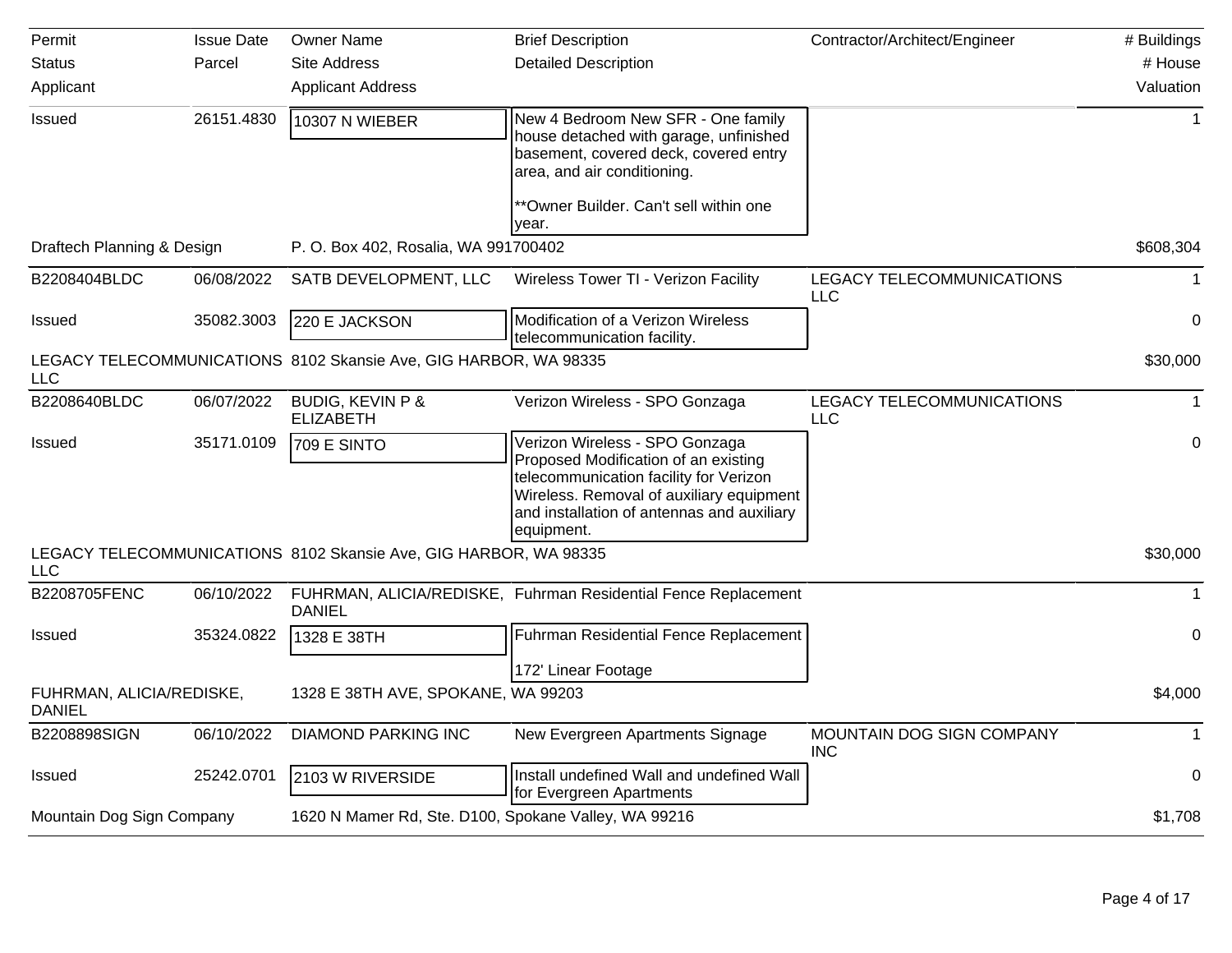| Permit | Issue Date | Owner Name | Brief Description | Contractor/Architect/Engineer | # Buildings |
|---|---|---|---|---|---|
| Status | Parcel | Site Address | Detailed Description | | # House |
| Applicant | | Applicant Address | | | Valuation |
| Issued | 26151.4830 | 10307 N WIEBER | New 4 Bedroom New SFR - One family house detached with garage, unfinished basement, covered deck, covered entry area, and air conditioning.<br><br>**Owner Builder. Can't sell within one year. | | 1 |
| Draftech Planning & Design | | P. O. Box 402, Rosalia, WA 991700402 | | | $608,304 |
| B2208404BLDC | 06/08/2022 | SATB DEVELOPMENT, LLC | Wireless Tower TI - Verizon Facility | LEGACY TELECOMMUNICATIONS LLC | 1 |
| Issued | 35082.3003 | 220 E JACKSON | Modification of a Verizon Wireless telecommunication facility. | | 0 |
| LEGACY TELECOMMUNICATIONS LLC | | 8102 Skansie Ave, GIG HARBOR, WA 98335 | | | $30,000 |
| B2208640BLDC | 06/07/2022 | BUDIG, KEVIN P & ELIZABETH | Verizon Wireless - SPO Gonzaga | LEGACY TELECOMMUNICATIONS LLC | 1 |
| Issued | 35171.0109 | 709 E SINTO | Verizon Wireless - SPO Gonzaga Proposed Modification of an existing telecommunication facility for Verizon Wireless. Removal of auxiliary equipment and installation of antennas and auxiliary equipment. | | 0 |
| LEGACY TELECOMMUNICATIONS LLC | | 8102 Skansie Ave, GIG HARBOR, WA 98335 | | | $30,000 |
| B2208705FENC | 06/10/2022 | FUHRMAN, ALICIA/REDISKE, DANIEL | Fuhrman Residential Fence Replacement | | 1 |
| Issued | 35324.0822 | 1328 E 38TH | Fuhrman Residential Fence Replacement<br><br>172' Linear Footage | | 0 |
| FUHRMAN, ALICIA/REDISKE, DANIEL | | 1328 E 38TH AVE, SPOKANE, WA 99203 | | | $4,000 |
| B2208898SIGN | 06/10/2022 | DIAMOND PARKING INC | New Evergreen Apartments Signage | MOUNTAIN DOG SIGN COMPANY INC | 1 |
| Issued | 25242.0701 | 2103 W RIVERSIDE | Install undefined Wall and undefined Wall for Evergreen Apartments | | 0 |
| Mountain Dog Sign Company | | 1620 N Mamer Rd, Ste. D100, Spokane Valley, WA 99216 | | | $1,708 |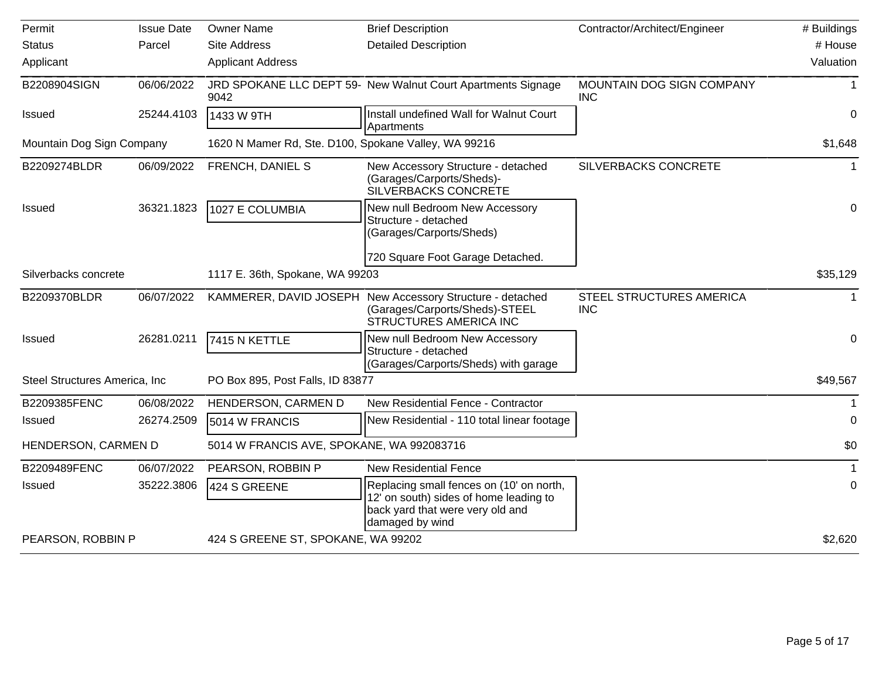| Permit<br>Status<br>Applicant | Issue Date<br>Parcel | Owner Name<br>Site Address<br>Applicant Address | Brief Description<br>Detailed Description | Contractor/Architect/Engineer | # Buildings<br># House<br>Valuation |
|---|---|---|---|---|---|
| B2208904SIGN | 06/06/2022 | JRD SPOKANE LLC DEPT 59-9042 | New Walnut Court Apartments Signage | MOUNTAIN DOG SIGN COMPANY INC | 1 |
| Issued | 25244.4103 | 1433 W 9TH | Install undefined Wall for Walnut Court Apartments | | 0 |
| Mountain Dog Sign Company | | 1620 N Mamer Rd, Ste. D100, Spokane Valley, WA 99216 | | | $1,648 |
| B2209274BLDR | 06/09/2022 | FRENCH, DANIEL S | New Accessory Structure - detached (Garages/Carports/Sheds)-SILVERBACKS CONCRETE | SILVERBACKS CONCRETE | 1 |
| Issued | 36321.1823 | 1027 E COLUMBIA | New null Bedroom New Accessory Structure - detached (Garages/Carports/Sheds)<br><br>720 Square Foot Garage Detached. | | 0 |
| Silverbacks concrete | | 1117 E. 36th, Spokane, WA 99203 | | | $35,129 |
| B2209370BLDR | 06/07/2022 | KAMMERER, DAVID JOSEPH | New Accessory Structure - detached (Garages/Carports/Sheds)-STEEL STRUCTURES AMERICA INC | STEEL STRUCTURES AMERICA INC | 1 |
| Issued | 26281.0211 | 7415 N KETTLE | New null Bedroom New Accessory Structure - detached (Garages/Carports/Sheds) with garage | | 0 |
| Steel Structures America, Inc | | PO Box 895, Post Falls, ID 83877 | | | $49,567 |
| B2209385FENC | 06/08/2022 | HENDERSON, CARMEN D | New Residential Fence - Contractor | | 1 |
| Issued | 26274.2509 | 5014 W FRANCIS | New Residential - 110 total linear footage | | 0 |
| HENDERSON, CARMEN D | | 5014 W FRANCIS AVE, SPOKANE, WA 992083716 | | | $0 |
| B2209489FENC | 06/07/2022 | PEARSON, ROBBIN P | New Residential Fence | | 1 |
| Issued | 35222.3806 | 424 S GREENE | Replacing small fences on (10' on north, 12' on south) sides of home leading to back yard that were very old and damaged by wind | | 0 |
| PEARSON, ROBBIN P | | 424 S GREENE ST, SPOKANE, WA 99202 | | | $2,620 |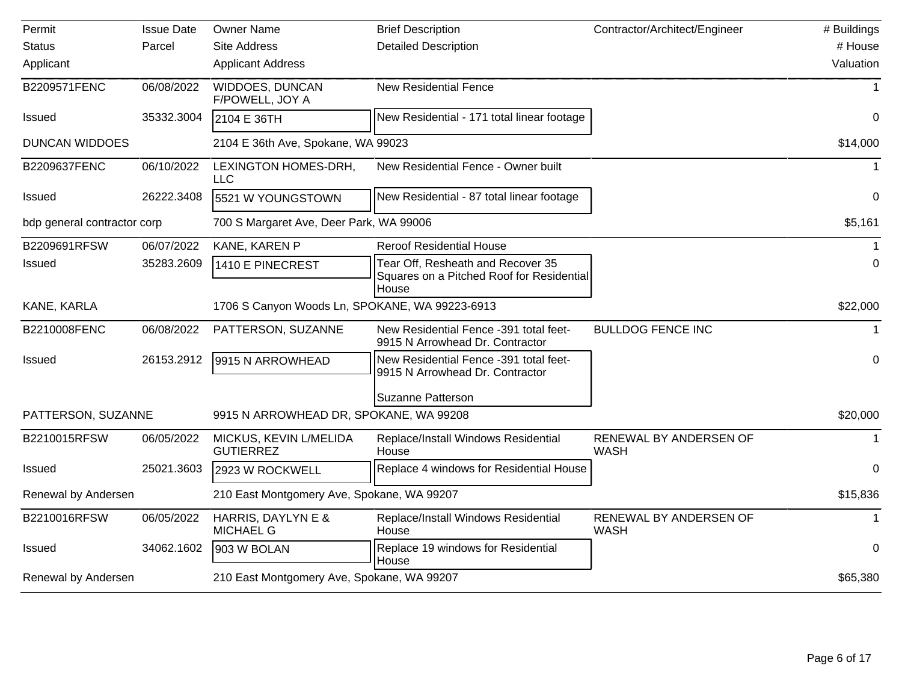| Permit<br>Status<br>Applicant | Issue Date<br>Parcel | Owner Name<br>Site Address<br>Applicant Address | Brief Description<br>Detailed Description | Contractor/Architect/Engineer | # Buildings<br># House<br>Valuation |
|---|---|---|---|---|---|
| B2209571FENC | 06/08/2022 | WIDDOES, DUNCAN F/POWELL, JOY A | New Residential Fence | | 1 |
| Issued | 35332.3004 | 2104 E 36TH | New Residential - 171 total linear footage | | 0 |
| DUNCAN WIDDOES | | 2104 E 36th Ave, Spokane, WA 99023 | | | $14,000 |
| B2209637FENC | 06/10/2022 | LEXINGTON HOMES-DRH, LLC | New Residential Fence - Owner built | | 1 |
| Issued | 26222.3408 | 5521 W YOUNGSTOWN | New Residential - 87 total linear footage | | 0 |
| bdp general contractor corp | | 700 S Margaret Ave, Deer Park, WA 99006 | | | $5,161 |
| B2209691RFSW | 06/07/2022 | KANE, KAREN P | Reroof Residential House | | 1 |
| Issued | 35283.2609 | 1410 E PINECREST | Tear Off, Resheath and Recover 35 Squares on a Pitched Roof for Residential House | | 0 |
| KANE, KARLA | | 1706 S Canyon Woods Ln, SPOKANE, WA 99223-6913 | | | $22,000 |
| B2210008FENC | 06/08/2022 | PATTERSON, SUZANNE | New Residential Fence -391 total feet- 9915 N Arrowhead Dr. Contractor | BULLDOG FENCE INC | 1 |
| Issued | 26153.2912 | 9915 N ARROWHEAD | New Residential Fence -391 total feet- 9915 N Arrowhead Dr. Contractor<br><br>Suzanne Patterson | | 0 |
| PATTERSON, SUZANNE | | 9915 N ARROWHEAD DR, SPOKANE, WA 99208 | | | $20,000 |
| B2210015RFSW | 06/05/2022 | MICKUS, KEVIN L/MELIDA GUTIERREZ | Replace/Install Windows Residential House | RENEWAL BY ANDERSEN OF WASH | 1 |
| Issued | 25021.3603 | 2923 W ROCKWELL | Replace 4 windows for Residential House | | 0 |
| Renewal by Andersen | | 210 East Montgomery Ave, Spokane, WA 99207 | | | $15,836 |
| B2210016RFSW | 06/05/2022 | HARRIS, DAYLYN E & MICHAEL G | Replace/Install Windows Residential House | RENEWAL BY ANDERSEN OF WASH | 1 |
| Issued | 34062.1602 | 903 W BOLAN | Replace 19 windows for Residential House | | 0 |
| Renewal by Andersen | | 210 East Montgomery Ave, Spokane, WA 99207 | | | $65,380 |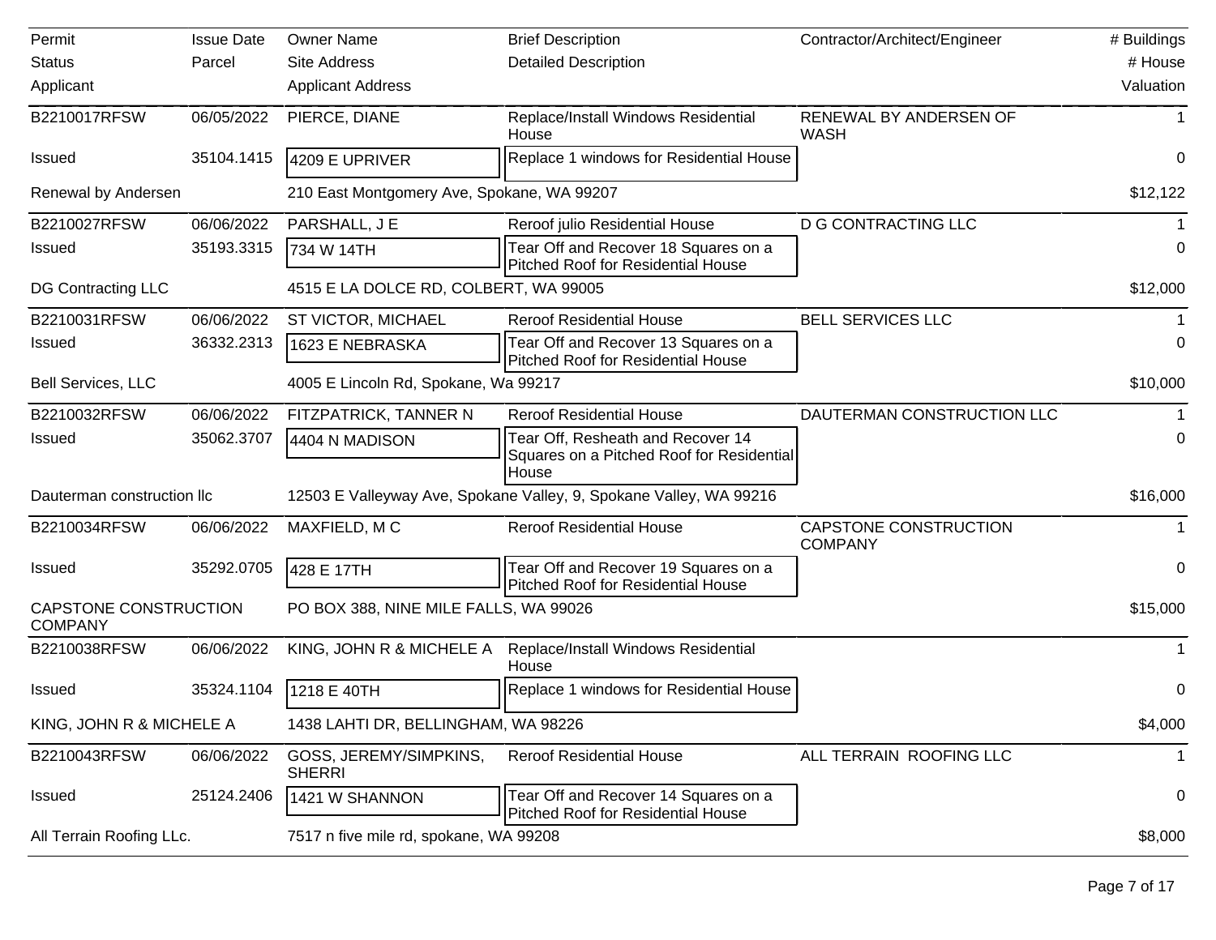| Permit<br>Status<br>Applicant | Issue Date<br>Parcel | Owner Name<br>Site Address<br>Applicant Address | Brief Description<br>Detailed Description | Contractor/Architect/Engineer | # Buildings<br># House<br>Valuation |
|---|---|---|---|---|---|
| B2210017RFSW | 06/05/2022 | PIERCE, DIANE | Replace/Install Windows Residential House | RENEWAL BY ANDERSEN OF WASH | 1 |
| Issued | 35104.1415 | 4209 E UPRIVER | Replace 1 windows for Residential House | | 0 |
| Renewal by Andersen | | 210 East Montgomery Ave, Spokane, WA 99207 | | | $12,122 |
| B2210027RFSW | 06/06/2022 | PARSHALL, J E | Reroof julio Residential House | D G CONTRACTING LLC | 1 |
| Issued | 35193.3315 | 734 W 14TH | Tear Off and Recover 18 Squares on a Pitched Roof for Residential House | | 0 |
| DG Contracting LLC | | 4515 E LA DOLCE RD, COLBERT, WA 99005 | | | $12,000 |
| B2210031RFSW | 06/06/2022 | ST VICTOR, MICHAEL | Reroof Residential House | BELL SERVICES LLC | 1 |
| Issued | 36332.2313 | 1623 E NEBRASKA | Tear Off and Recover 13 Squares on a Pitched Roof for Residential House | | 0 |
| Bell Services, LLC | | 4005 E Lincoln Rd, Spokane, Wa 99217 | | | $10,000 |
| B2210032RFSW | 06/06/2022 | FITZPATRICK, TANNER N | Reroof Residential House | DAUTERMAN CONSTRUCTION LLC | 1 |
| Issued | 35062.3707 | 4404 N MADISON | Tear Off, Resheath and Recover 14 Squares on a Pitched Roof for Residential House | | 0 |
| Dauterman construction llc | | 12503 E Valleyway Ave, Spokane Valley, 9, Spokane Valley, WA 99216 | | | $16,000 |
| B2210034RFSW | 06/06/2022 | MAXFIELD, M C | Reroof Residential House | CAPSTONE CONSTRUCTION COMPANY | 1 |
| Issued | 35292.0705 | 428 E 17TH | Tear Off and Recover 19 Squares on a Pitched Roof for Residential House | | 0 |
| CAPSTONE CONSTRUCTION COMPANY | | PO BOX 388, NINE MILE FALLS, WA 99026 | | | $15,000 |
| B2210038RFSW | 06/06/2022 | KING, JOHN R & MICHELE A | Replace/Install Windows Residential House | | 1 |
| Issued | 35324.1104 | 1218 E 40TH | Replace 1 windows for Residential House | | 0 |
| KING, JOHN R & MICHELE A | | 1438 LAHTI DR, BELLINGHAM, WA 98226 | | | $4,000 |
| B2210043RFSW | 06/06/2022 | GOSS, JEREMY/SIMPKINS, SHERRI | Reroof Residential House | ALL TERRAIN ROOFING LLC | 1 |
| Issued | 25124.2406 | 1421 W SHANNON | Tear Off and Recover 14 Squares on a Pitched Roof for Residential House | | 0 |
| All Terrain Roofing LLc. | | 7517 n five mile rd, spokane, WA 99208 | | | $8,000 |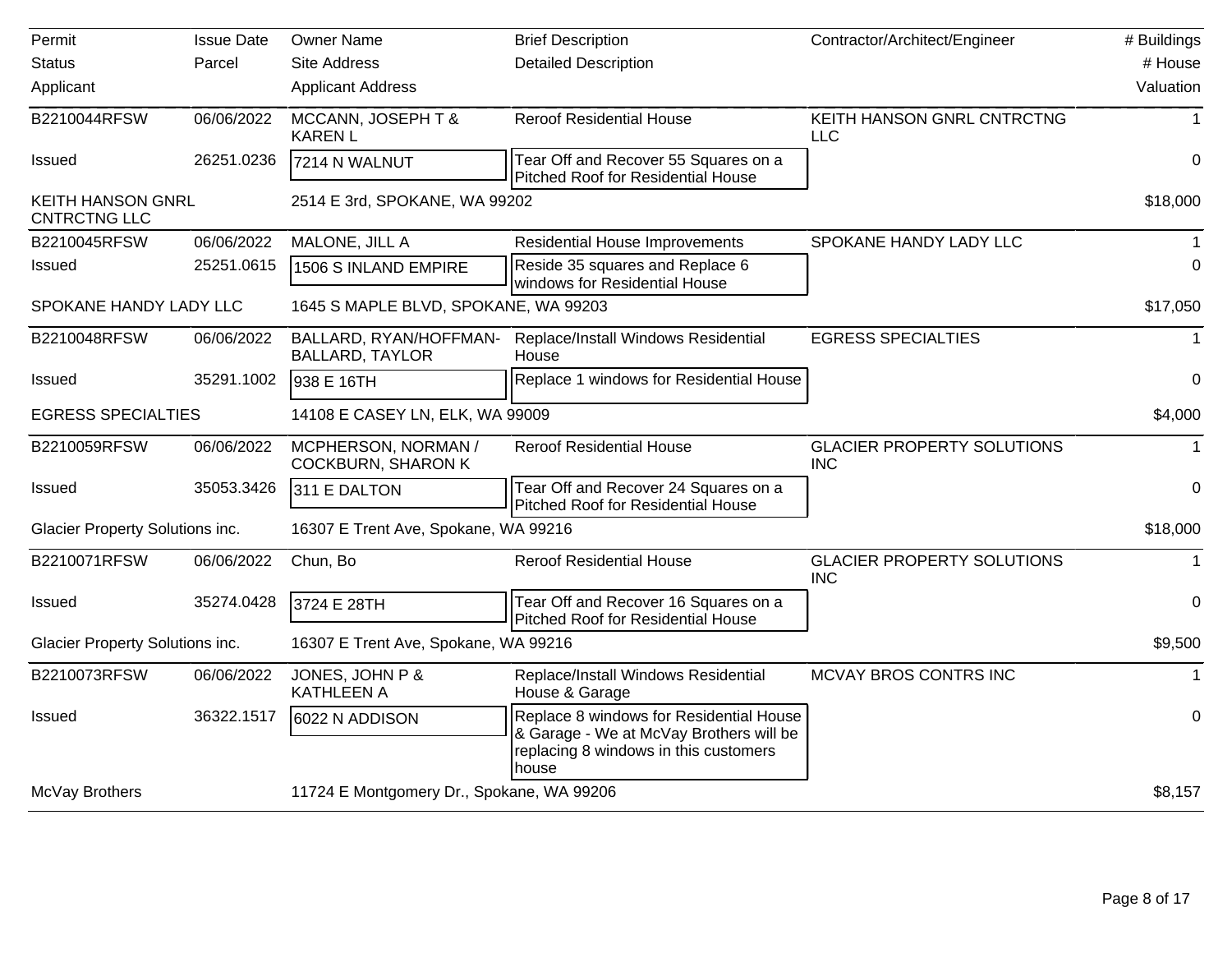| Permit | Issue Date | Owner Name | Brief Description | Contractor/Architect/Engineer | # Buildings |
|---|---|---|---|---|---|
| Status | Parcel | Site Address | Detailed Description | | # House |
| Applicant | | Applicant Address | | | Valuation |
| B2210044RFSW | 06/06/2022 | MCCANN, JOSEPH T & KAREN L | Reroof Residential House | KEITH HANSON GNRL CNTRCTNG LLC | 1 |
| Issued | 26251.0236 | 7214 N WALNUT | Tear Off and Recover 55 Squares on a Pitched Roof for Residential House | | 0 |
| KEITH HANSON GNRL CNTRCTNG LLC | | 2514 E 3rd, SPOKANE, WA 99202 | | | $18,000 |
| B2210045RFSW | 06/06/2022 | MALONE, JILL A | Residential House Improvements | SPOKANE HANDY LADY LLC | 1 |
| Issued | 25251.0615 | 1506 S INLAND EMPIRE | Reside 35 squares and Replace 6 windows for Residential House | | 0 |
| SPOKANE HANDY LADY LLC | | 1645 S MAPLE BLVD, SPOKANE, WA 99203 | | | $17,050 |
| B2210048RFSW | 06/06/2022 | BALLARD, RYAN/HOFFMAN-BALLARD, TAYLOR | Replace/Install Windows Residential House | EGRESS SPECIALTIES | 1 |
| Issued | 35291.1002 | 938 E 16TH | Replace 1 windows for Residential House | | 0 |
| EGRESS SPECIALTIES | | 14108 E CASEY LN, ELK, WA 99009 | | | $4,000 |
| B2210059RFSW | 06/06/2022 | MCPHERSON, NORMAN / COCKBURN, SHARON K | Reroof Residential House | GLACIER PROPERTY SOLUTIONS INC | 1 |
| Issued | 35053.3426 | 311 E DALTON | Tear Off and Recover 24 Squares on a Pitched Roof for Residential House | | 0 |
| Glacier Property Solutions inc. | | 16307 E Trent Ave, Spokane, WA 99216 | | | $18,000 |
| B2210071RFSW | 06/06/2022 | Chun, Bo | Reroof Residential House | GLACIER PROPERTY SOLUTIONS INC | 1 |
| Issued | 35274.0428 | 3724 E 28TH | Tear Off and Recover 16 Squares on a Pitched Roof for Residential House | | 0 |
| Glacier Property Solutions inc. | | 16307 E Trent Ave, Spokane, WA 99216 | | | $9,500 |
| B2210073RFSW | 06/06/2022 | JONES, JOHN P & KATHLEEN A | Replace/Install Windows Residential House & Garage | MCVAY BROS CONTRS INC | 1 |
| Issued | 36322.1517 | 6022 N ADDISON | Replace 8 windows for Residential House & Garage - We at McVay Brothers will be replacing 8 windows in this customers house | | 0 |
| McVay Brothers | | 11724 E Montgomery Dr., Spokane, WA 99206 | | | $8,157 |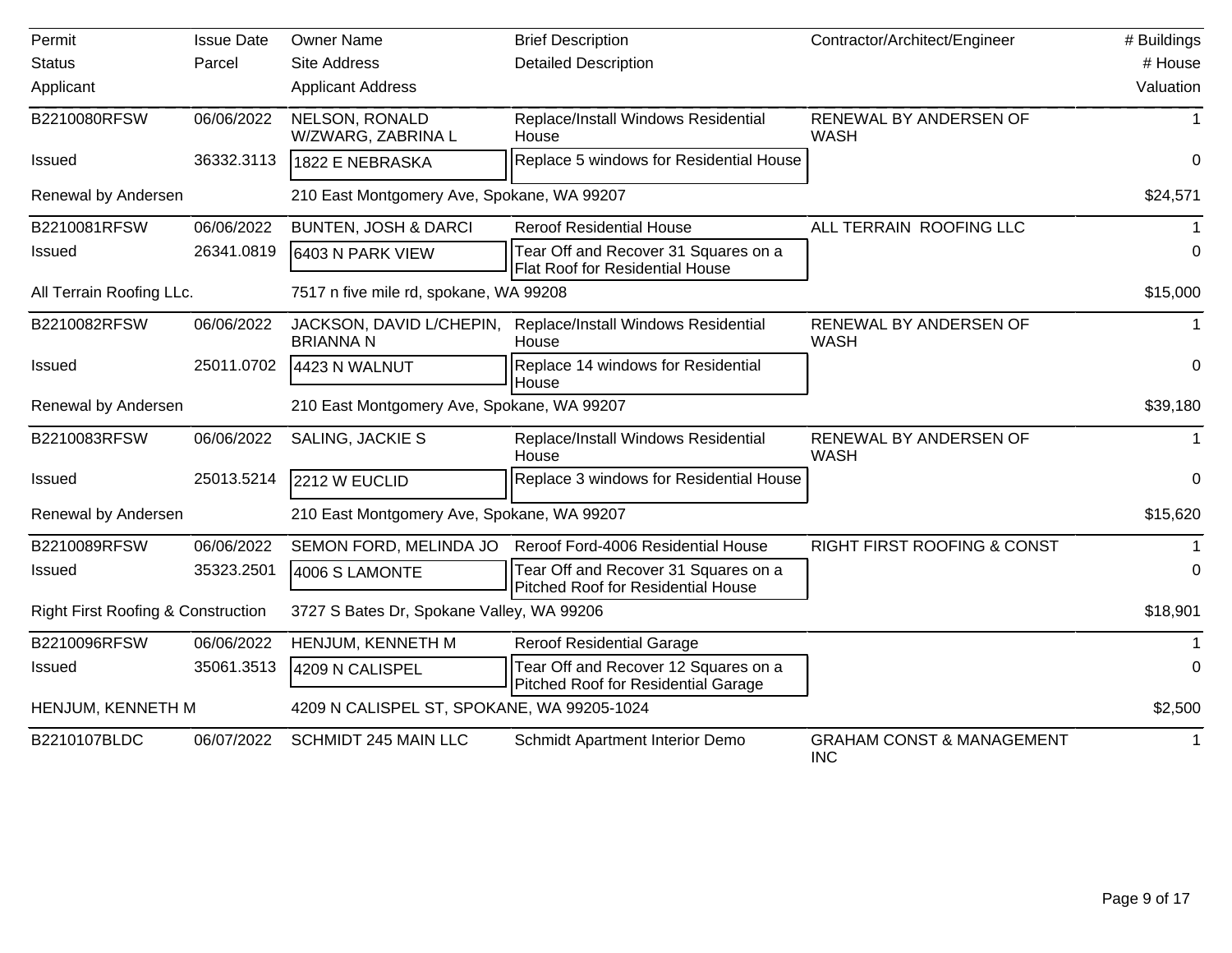| Permit<br>Status<br>Applicant | Issue Date<br>Parcel | Owner Name<br>Site Address<br>Applicant Address | Brief Description<br>Detailed Description | Contractor/Architect/Engineer | # Buildings<br># House<br>Valuation |
|---|---|---|---|---|---|
| B2210080RFSW | 06/06/2022 | NELSON, RONALD W/ZWARG, ZABRINA L | Replace/Install Windows Residential House | RENEWAL BY ANDERSEN OF WASH | 1 |
| Issued | 36332.3113 | 1822 E NEBRASKA | Replace 5 windows for Residential House | | 0 |
| Renewal by Andersen | | 210 East Montgomery Ave, Spokane, WA 99207 | | | $24,571 |
| B2210081RFSW | 06/06/2022 | BUNTEN, JOSH & DARCI | Reroof Residential House | ALL TERRAIN ROOFING LLC | 1 |
| Issued | 26341.0819 | 6403 N PARK VIEW | Tear Off and Recover 31 Squares on a Flat Roof for Residential House | | 0 |
| All Terrain Roofing LLc. | | 7517 n five mile rd, spokane, WA 99208 | | | $15,000 |
| B2210082RFSW | 06/06/2022 | JACKSON, DAVID L/CHEPIN, BRIANNA N | Replace/Install Windows Residential House | RENEWAL BY ANDERSEN OF WASH | 1 |
| Issued | 25011.0702 | 4423 N WALNUT | Replace 14 windows for Residential House | | 0 |
| Renewal by Andersen | | 210 East Montgomery Ave, Spokane, WA 99207 | | | $39,180 |
| B2210083RFSW | 06/06/2022 | SALING, JACKIE S | Replace/Install Windows Residential House | RENEWAL BY ANDERSEN OF WASH | 1 |
| Issued | 25013.5214 | 2212 W EUCLID | Replace 3 windows for Residential House | | 0 |
| Renewal by Andersen | | 210 East Montgomery Ave, Spokane, WA 99207 | | | $15,620 |
| B2210089RFSW | 06/06/2022 | SEMON FORD, MELINDA JO | Reroof Ford-4006 Residential House | RIGHT FIRST ROOFING & CONST | 1 |
| Issued | 35323.2501 | 4006 S LAMONTE | Tear Off and Recover 31 Squares on a Pitched Roof for Residential House | | 0 |
| Right First Roofing & Construction | | 3727 S Bates Dr, Spokane Valley, WA 99206 | | | $18,901 |
| B2210096RFSW | 06/06/2022 | HENJUM, KENNETH M | Reroof Residential Garage | | 1 |
| Issued | 35061.3513 | 4209 N CALISPEL | Tear Off and Recover 12 Squares on a Pitched Roof for Residential Garage | | 0 |
| HENJUM, KENNETH M | | 4209 N CALISPEL ST, SPOKANE, WA 99205-1024 | | | $2,500 |
| B2210107BLDC | 06/07/2022 | SCHMIDT 245 MAIN LLC | Schmidt Apartment Interior Demo | GRAHAM CONST & MANAGEMENT INC | 1 |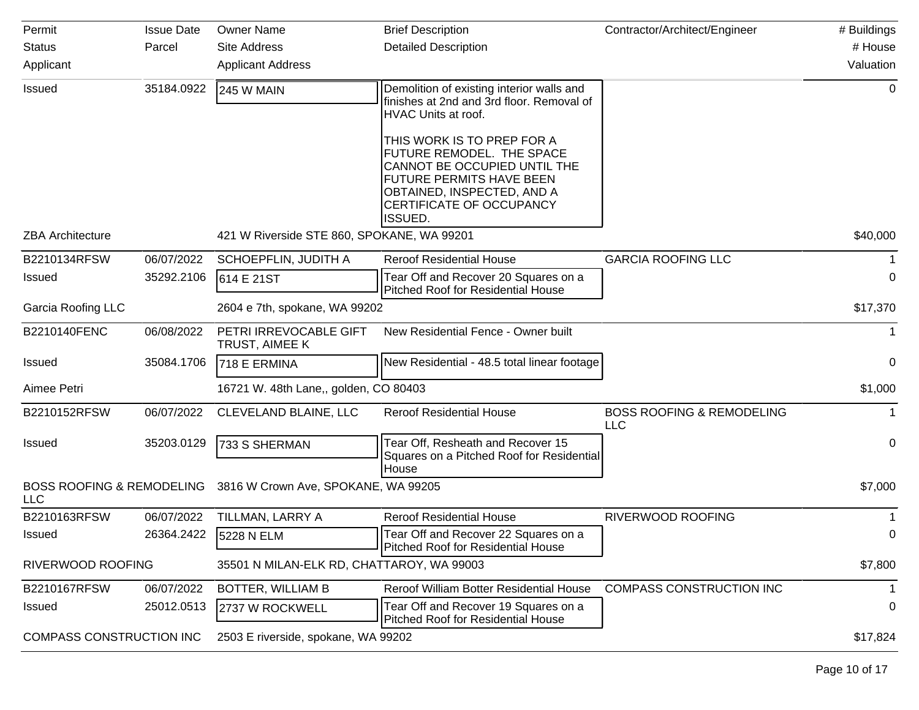| Permit<br>Status<br>Applicant | Issue Date<br>Parcel | Owner Name<br>Site Address<br>Applicant Address | Brief Description<br>Detailed Description | Contractor/Architect/Engineer | # Buildings<br># House<br>Valuation |
|---|---|---|---|---|---|
| Issued | 35184.0922 | 245 W MAIN | Demolition of existing interior walls and finishes at 2nd and 3rd floor. Removal of HVAC Units at roof.<br><br>THIS WORK IS TO PREP FOR A FUTURE REMODEL. THE SPACE CANNOT BE OCCUPIED UNTIL THE FUTURE PERMITS HAVE BEEN OBTAINED, INSPECTED, AND A CERTIFICATE OF OCCUPANCY ISSUED. | | 0 |
| ZBA Architecture | | 421 W Riverside STE 860, SPOKANE, WA 99201 | | | $40,000 |
| B2210134RFSW | 06/07/2022 | SCHOEPFLIN, JUDITH A | Reroof Residential House | GARCIA ROOFING LLC | 1 |
| Issued | 35292.2106 | 614 E 21ST | Tear Off and Recover 20 Squares on a Pitched Roof for Residential House | | 0 |
| Garcia Roofing LLC | | 2604 e 7th, spokane, WA 99202 | | | $17,370 |
| B2210140FENC | 06/08/2022 | PETRI IRREVOCABLE GIFT TRUST, AIMEE K | New Residential Fence - Owner built | | 1 |
| Issued | 35084.1706 | 718 E ERMINA | New Residential - 48.5 total linear footage | | 0 |
| Aimee Petri | | 16721 W. 48th Lane,, golden, CO 80403 | | | $1,000 |
| B2210152RFSW | 06/07/2022 | CLEVELAND BLAINE, LLC | Reroof Residential House | BOSS ROOFING & REMODELING LLC | 1 |
| Issued | 35203.0129 | 733 S SHERMAN | Tear Off, Resheath and Recover 15 Squares on a Pitched Roof for Residential House | | 0 |
| BOSS ROOFING & REMODELING LLC | | 3816 W Crown Ave, SPOKANE, WA 99205 | | | $7,000 |
| B2210163RFSW | 06/07/2022 | TILLMAN, LARRY A | Reroof Residential House | RIVERWOOD ROOFING | 1 |
| Issued | 26364.2422 | 5228 N ELM | Tear Off and Recover 22 Squares on a Pitched Roof for Residential House | | 0 |
| RIVERWOOD ROOFING | | 35501 N MILAN-ELK RD, CHATTAROY, WA 99003 | | | $7,800 |
| B2210167RFSW | 06/07/2022 | BOTTER, WILLIAM B | Reroof William Botter Residential House | COMPASS CONSTRUCTION INC | 1 |
| Issued | 25012.0513 | 2737 W ROCKWELL | Tear Off and Recover 19 Squares on a Pitched Roof for Residential House | | 0 |
| COMPASS CONSTRUCTION INC | | 2503 E riverside, spokane, WA 99202 | | | $17,824 |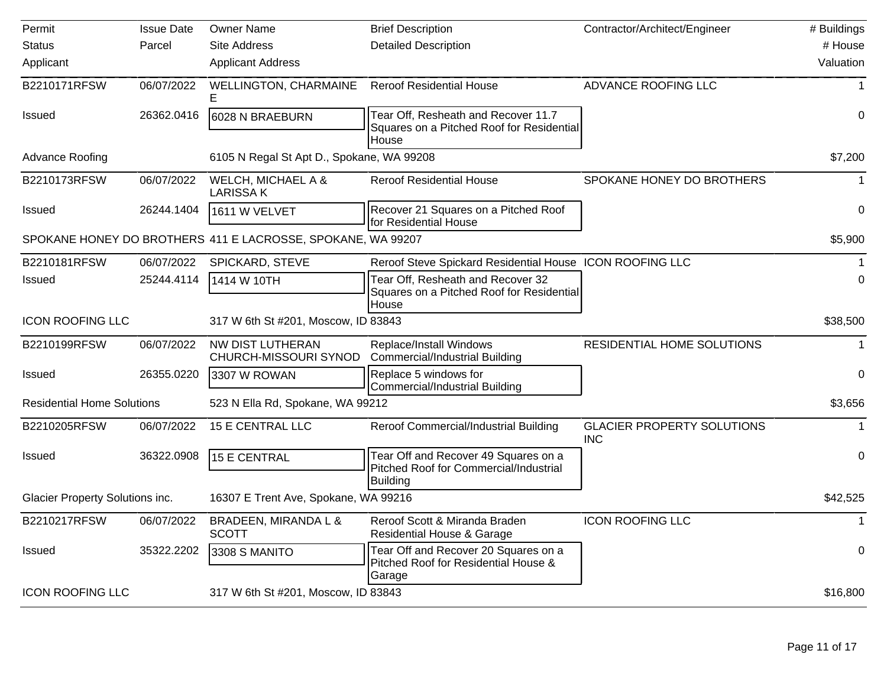| Permit<br>Status<br>Applicant | Issue Date<br>Parcel | Owner Name<br>Site Address<br>Applicant Address | Brief Description<br>Detailed Description | Contractor/Architect/Engineer | # Buildings<br># House<br>Valuation |
|---|---|---|---|---|---|
| B2210171RFSW | 06/07/2022 | WELLINGTON, CHARMAINE E | Reroof Residential House | ADVANCE ROOFING LLC | 1 |
| Issued | 26362.0416 | 6028 N BRAEBURN | Tear Off, Resheath and Recover 11.7 Squares on a Pitched Roof for Residential House | | 0 |
| Advance Roofing | | 6105 N Regal St Apt D., Spokane, WA 99208 | | | $7,200 |
| B2210173RFSW | 06/07/2022 | WELCH, MICHAEL A & LARISSA K | Reroof Residential House | SPOKANE HONEY DO BROTHERS | 1 |
| Issued | 26244.1404 | 1611 W VELVET | Recover 21 Squares on a Pitched Roof for Residential House | | 0 |
| SPOKANE HONEY DO BROTHERS | | 411 E LACROSSE, SPOKANE, WA 99207 | | | $5,900 |
| B2210181RFSW | 06/07/2022 | SPICKARD, STEVE | Reroof Steve Spickard Residential House | ICON ROOFING LLC | 1 |
| Issued | 25244.4114 | 1414 W 10TH | Tear Off, Resheath and Recover 32 Squares on a Pitched Roof for Residential House | | 0 |
| ICON ROOFING LLC | | 317 W 6th St #201, Moscow, ID 83843 | | | $38,500 |
| B2210199RFSW | 06/07/2022 | NW DIST LUTHERAN CHURCH-MISSOURI SYNOD | Replace/Install Windows Commercial/Industrial Building | RESIDENTIAL HOME SOLUTIONS | 1 |
| Issued | 26355.0220 | 3307 W ROWAN | Replace 5 windows for Commercial/Industrial Building | | 0 |
| Residential Home Solutions | | 523 N Ella Rd, Spokane, WA 99212 | | | $3,656 |
| B2210205RFSW | 06/07/2022 | 15 E CENTRAL LLC | Reroof Commercial/Industrial Building | GLACIER PROPERTY SOLUTIONS INC | 1 |
| Issued | 36322.0908 | 15 E CENTRAL | Tear Off and Recover 49 Squares on a Pitched Roof for Commercial/Industrial Building | | 0 |
| Glacier Property Solutions inc. | | 16307 E Trent Ave, Spokane, WA 99216 | | | $42,525 |
| B2210217RFSW | 06/07/2022 | BRADEEN, MIRANDA L & SCOTT | Reroof Scott & Miranda Braden Residential House & Garage | ICON ROOFING LLC | 1 |
| Issued | 35322.2202 | 3308 S MANITO | Tear Off and Recover 20 Squares on a Pitched Roof for Residential House & Garage | | 0 |
| ICON ROOFING LLC | | 317 W 6th St #201, Moscow, ID 83843 | | | $16,800 |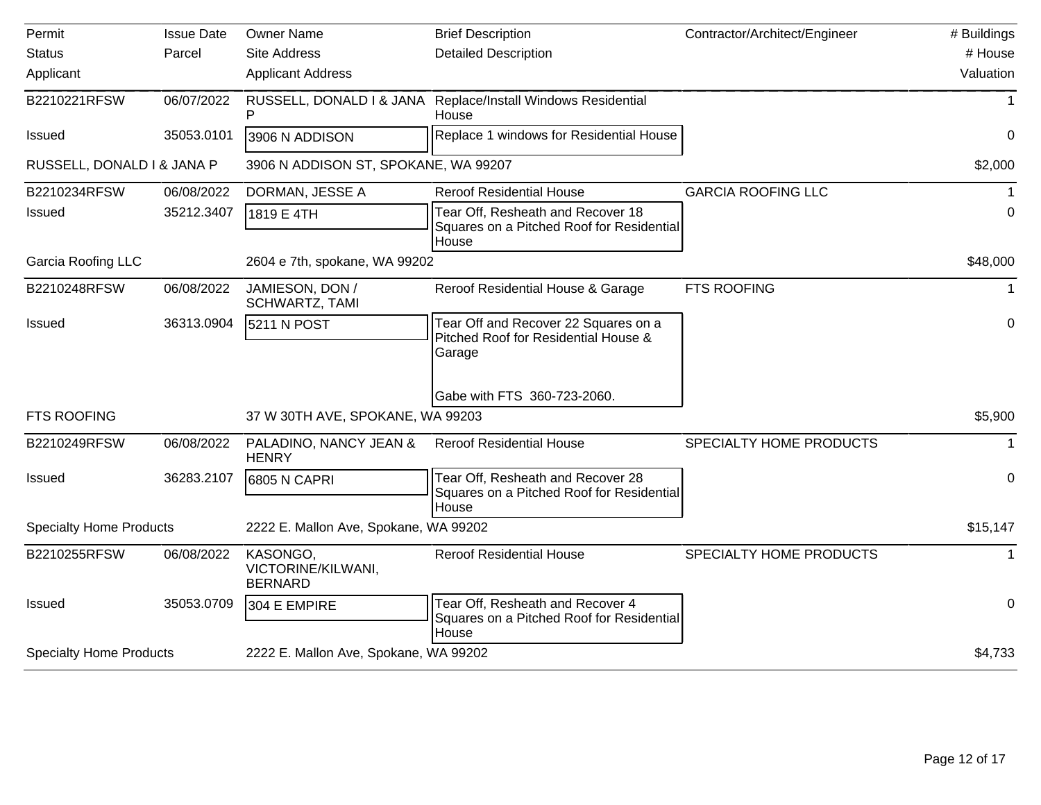| Permit<br>Status<br>Applicant | Issue Date<br>Parcel | Owner Name<br>Site Address<br>Applicant Address | Brief Description<br>Detailed Description | Contractor/Architect/Engineer | # Buildings<br># House<br>Valuation |
|---|---|---|---|---|---|
| B2210221RFSW | 06/07/2022 | RUSSELL, DONALD I & JANA P | Replace/Install Windows Residential House | | 1 |
| Issued | 35053.0101 | 3906 N ADDISON | Replace 1 windows for Residential House | | 0 |
| RUSSELL, DONALD I & JANA P | | 3906 N ADDISON ST, SPOKANE, WA 99207 | | | $2,000 |
| B2210234RFSW | 06/08/2022 | DORMAN, JESSE A | Reroof Residential House | GARCIA ROOFING LLC | 1 |
| Issued | 35212.3407 | 1819 E 4TH | Tear Off, Resheath and Recover 18 Squares on a Pitched Roof for Residential House | | 0 |
| Garcia Roofing LLC | | 2604 e 7th, spokane, WA 99202 | | | $48,000 |
| B2210248RFSW | 06/08/2022 | JAMIESON, DON / SCHWARTZ, TAMI | Reroof Residential House & Garage | FTS ROOFING | 1 |
| Issued | 36313.0904 | 5211 N POST | Tear Off and Recover 22 Squares on a Pitched Roof for Residential House & Garage<br><br>Gabe with FTS 360-723-2060. | | 0 |
| FTS ROOFING | | 37 W 30TH AVE, SPOKANE, WA 99203 | | | $5,900 |
| B2210249RFSW | 06/08/2022 | PALADINO, NANCY JEAN & HENRY | Reroof Residential House | SPECIALTY HOME PRODUCTS | 1 |
| Issued | 36283.2107 | 6805 N CAPRI | Tear Off, Resheath and Recover 28 Squares on a Pitched Roof for Residential House | | 0 |
| Specialty Home Products | | 2222 E. Mallon Ave, Spokane, WA 99202 | | | $15,147 |
| B2210255RFSW | 06/08/2022 | KASONGO, VICTORINE/KILWANI, BERNARD | Reroof Residential House | SPECIALTY HOME PRODUCTS | 1 |
| Issued | 35053.0709 | 304 E EMPIRE | Tear Off, Resheath and Recover 4 Squares on a Pitched Roof for Residential House | | 0 |
| Specialty Home Products | | 2222 E. Mallon Ave, Spokane, WA 99202 | | | $4,733 |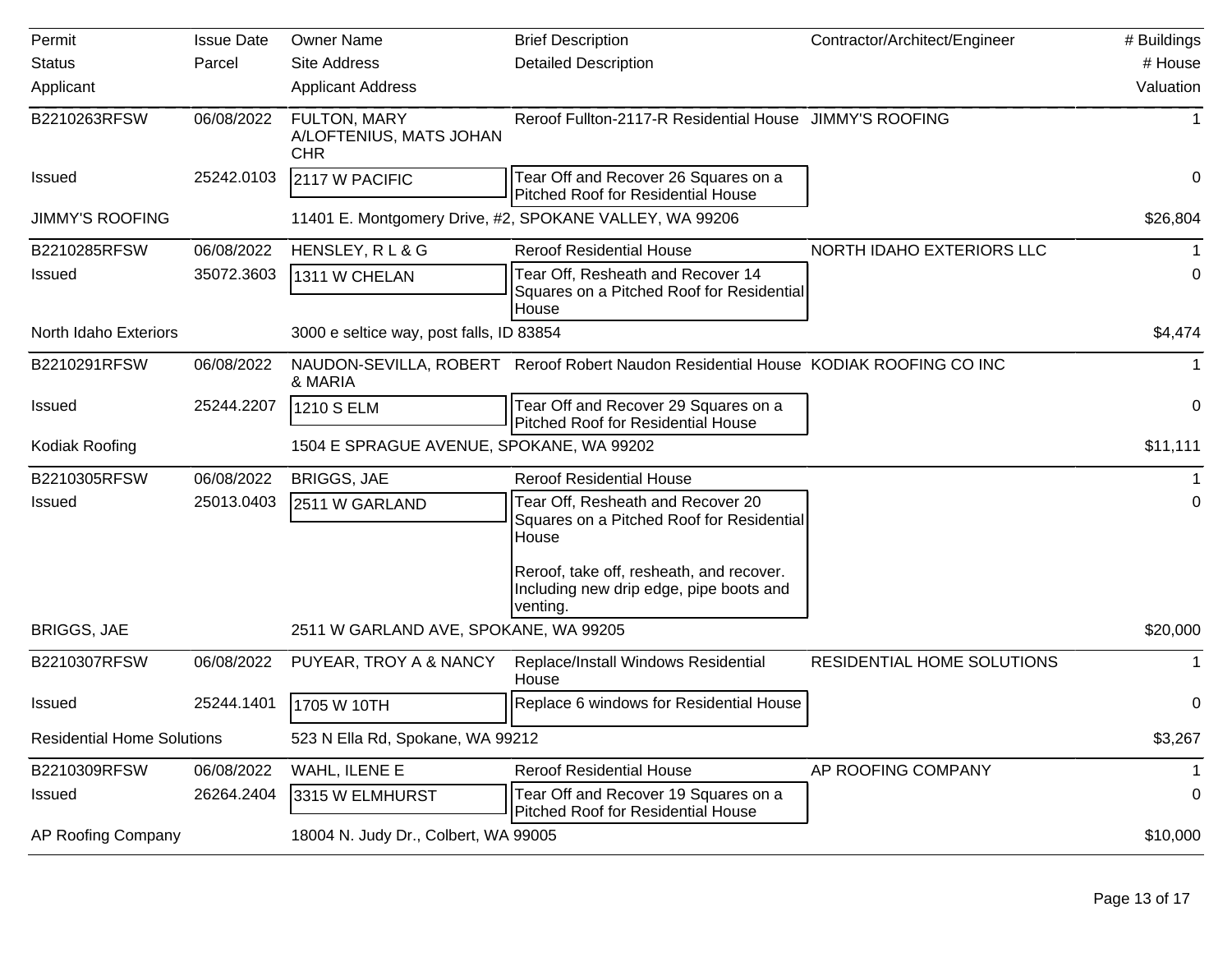| Permit<br>Status<br>Applicant | Issue Date<br>Parcel | Owner Name<br>Site Address<br>Applicant Address | Brief Description<br>Detailed Description | Contractor/Architect/Engineer | # Buildings<br># House<br>Valuation |
|---|---|---|---|---|---|
| B2210263RFSW | 06/08/2022 | FULTON, MARY A/LOFTENIUS, MATS JOHAN CHR | Reroof Fullton-2117-R Residential House | JIMMY'S ROOFING | 1 |
| Issued | 25242.0103 | 2117 W PACIFIC | Tear Off and Recover 26 Squares on a Pitched Roof for Residential House | | 0 |
| JIMMY'S ROOFING | | 11401 E. Montgomery Drive, #2, SPOKANE VALLEY, WA 99206 | | | $26,804 |
| B2210285RFSW | 06/08/2022 | HENSLEY, R L & G | Reroof Residential House | NORTH IDAHO EXTERIORS LLC | 1 |
| Issued | 35072.3603 | 1311 W CHELAN | Tear Off, Resheath and Recover 14 Squares on a Pitched Roof for Residential House | | 0 |
| North Idaho Exteriors | | 3000 e seltice way, post falls, ID 83854 | | | $4,474 |
| B2210291RFSW | 06/08/2022 | NAUDON-SEVILLA, ROBERT & MARIA | Reroof Robert Naudon Residential House | KODIAK ROOFING CO INC | 1 |
| Issued | 25244.2207 | 1210 S ELM | Tear Off and Recover 29 Squares on a Pitched Roof for Residential House | | 0 |
| Kodiak Roofing | | 1504 E SPRAGUE AVENUE, SPOKANE, WA 99202 | | | $11,111 |
| B2210305RFSW | 06/08/2022 | BRIGGS, JAE | Reroof Residential House | | 1 |
| Issued | 25013.0403 | 2511 W GARLAND | Tear Off, Resheath and Recover 20 Squares on a Pitched Roof for Residential House<br><br>Reroof, take off, resheath, and recover. Including new drip edge, pipe boots and venting. | | 0 |
| BRIGGS, JAE | | 2511 W GARLAND AVE, SPOKANE, WA 99205 | | | $20,000 |
| B2210307RFSW | 06/08/2022 | PUYEAR, TROY A & NANCY | Replace/Install Windows Residential House | RESIDENTIAL HOME SOLUTIONS | 1 |
| Issued | 25244.1401 | 1705 W 10TH | Replace 6 windows for Residential House | | 0 |
| Residential Home Solutions | | 523 N Ella Rd, Spokane, WA 99212 | | | $3,267 |
| B2210309RFSW | 06/08/2022 | WAHL, ILENE E | Reroof Residential House | AP ROOFING COMPANY | 1 |
| Issued | 26264.2404 | 3315 W ELMHURST | Tear Off and Recover 19 Squares on a Pitched Roof for Residential House | | 0 |
| AP Roofing Company | | 18004 N. Judy Dr., Colbert, WA 99005 | | | $10,000 |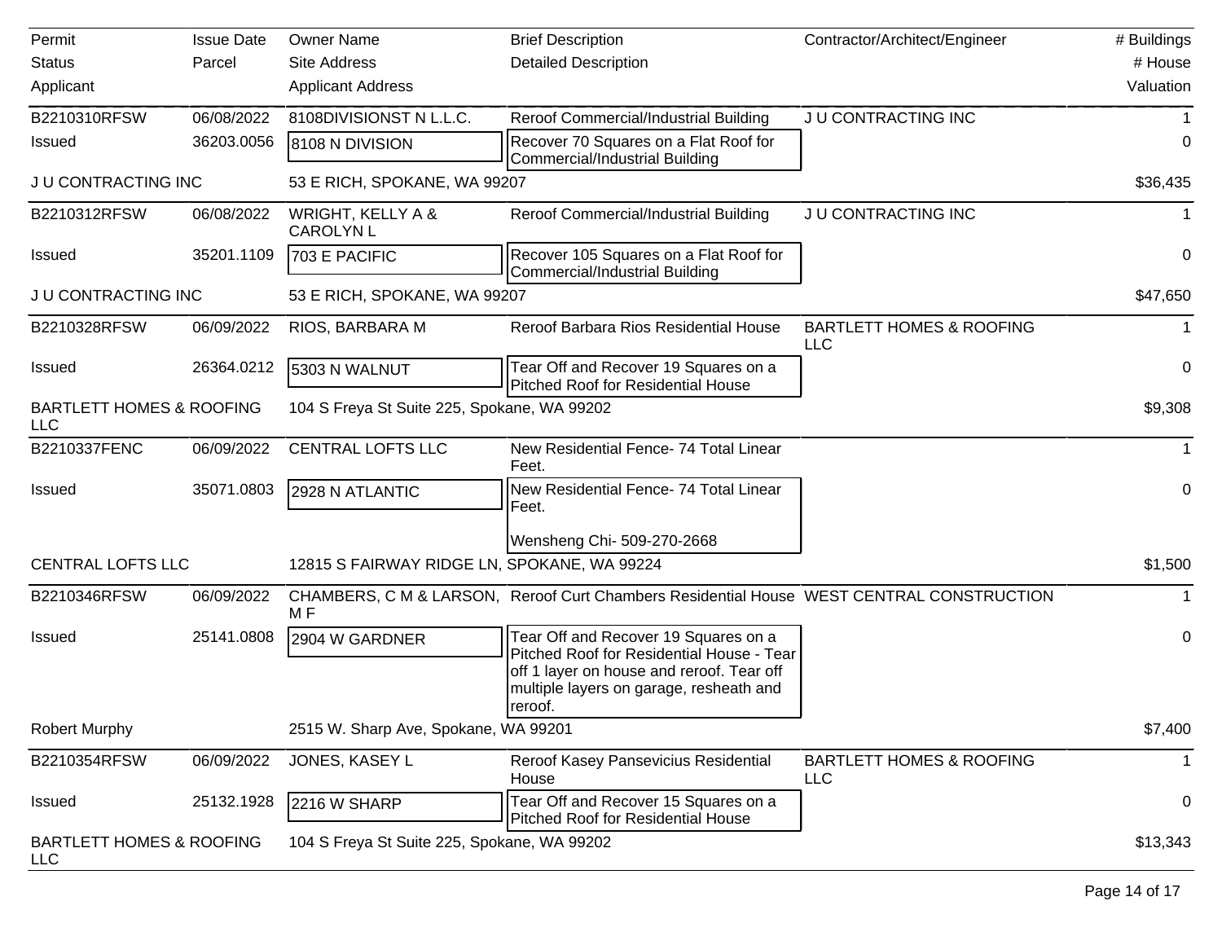| Permit<br>Status<br>Applicant | Issue Date<br>Parcel | Owner Name<br>Site Address<br>Applicant Address | Brief Description<br>Detailed Description | Contractor/Architect/Engineer | # Buildings<br># House<br>Valuation |
|---|---|---|---|---|---|
| B2210310RFSW | 06/08/2022 | 8108DIVISIONST N L.L.C. | Reroof Commercial/Industrial Building | J U CONTRACTING INC | 1 |
| Issued | 36203.0056 | 8108 N DIVISION | Recover 70 Squares on a Flat Roof for Commercial/Industrial Building | | 0 |
| J U CONTRACTING INC | | 53 E RICH, SPOKANE, WA 99207 | | | $36,435 |
| B2210312RFSW | 06/08/2022 | WRIGHT, KELLY A & CAROLYN L | Reroof Commercial/Industrial Building | J U CONTRACTING INC | 1 |
| Issued | 35201.1109 | 703 E PACIFIC | Recover 105 Squares on a Flat Roof for Commercial/Industrial Building | | 0 |
| J U CONTRACTING INC | | 53 E RICH, SPOKANE, WA 99207 | | | $47,650 |
| B2210328RFSW | 06/09/2022 | RIOS, BARBARA M | Reroof Barbara Rios Residential House | BARTLETT HOMES & ROOFING LLC | 1 |
| Issued | 26364.0212 | 5303 N WALNUT | Tear Off and Recover 19 Squares on a Pitched Roof for Residential House | | 0 |
| BARTLETT HOMES & ROOFING LLC | | 104 S Freya St Suite 225, Spokane, WA 99202 | | | $9,308 |
| B2210337FENC | 06/09/2022 | CENTRAL LOFTS LLC | New Residential Fence- 74 Total Linear Feet. | | 1 |
| Issued | 35071.0803 | 2928 N ATLANTIC | New Residential Fence- 74 Total Linear Feet.<br><br>Wensheng Chi- 509-270-2668 | | 0 |
| CENTRAL LOFTS LLC | | 12815 S FAIRWAY RIDGE LN, SPOKANE, WA 99224 | | | $1,500 |
| B2210346RFSW | 06/09/2022 | CHAMBERS, C M & LARSON, M F | Reroof Curt Chambers Residential House | WEST CENTRAL CONSTRUCTION | 1 |
| Issued | 25141.0808 | 2904 W GARDNER | Tear Off and Recover 19 Squares on a Pitched Roof for Residential House - Tear off 1 layer on house and reroof. Tear off multiple layers on garage, resheath and reroof. | | 0 |
| Robert Murphy | | 2515 W. Sharp Ave, Spokane, WA 99201 | | | $7,400 |
| B2210354RFSW | 06/09/2022 | JONES, KASEY L | Reroof Kasey Pansevicius Residential House | BARTLETT HOMES & ROOFING LLC | 1 |
| Issued | 25132.1928 | 2216 W SHARP | Tear Off and Recover 15 Squares on a Pitched Roof for Residential House | | 0 |
| BARTLETT HOMES & ROOFING LLC | | 104 S Freya St Suite 225, Spokane, WA 99202 | | | $13,343 |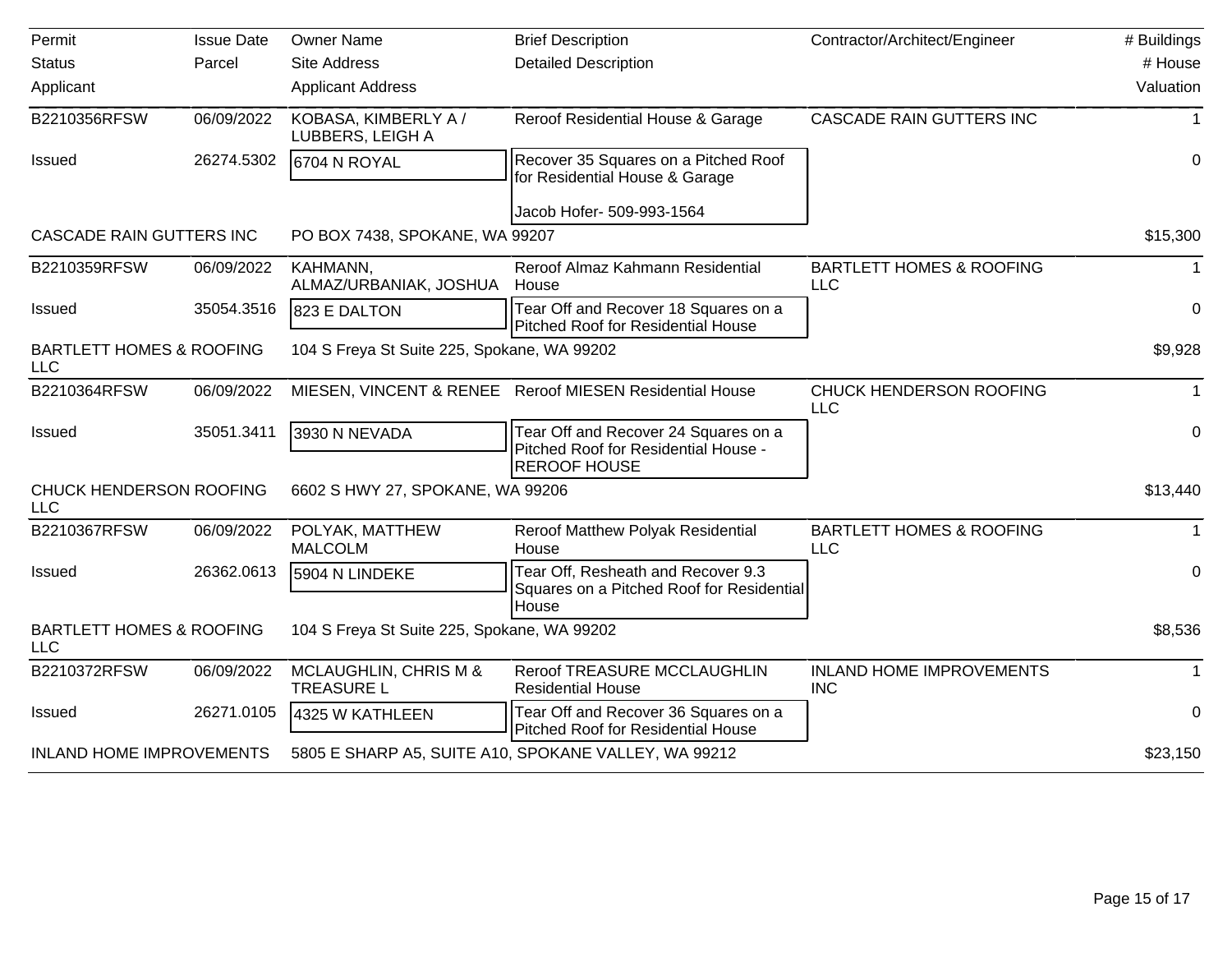| Permit | Issue Date | Owner Name | Brief Description | Contractor/Architect/Engineer | # Buildings |
|---|---|---|---|---|---|
| Status | Parcel | Site Address | Detailed Description | | # House |
| Applicant | | Applicant Address | | | Valuation |
| B2210356RFSW | 06/09/2022 | KOBASA, KIMBERLY A / LUBBERS, LEIGH A | Reroof Residential House & Garage | CASCADE RAIN GUTTERS INC | 1 |
| Issued | 26274.5302 | 6704 N ROYAL | Recover 35 Squares on a Pitched Roof for Residential House & Garage<br><br>Jacob Hofer- 509-993-1564 | | 0 |
| CASCADE RAIN GUTTERS INC | | PO BOX 7438, SPOKANE, WA 99207 | | | $15,300 |
| B2210359RFSW | 06/09/2022 | KAHMANN, ALMAZ/URBANIAK, JOSHUA | Reroof Almaz Kahmann Residential House | BARTLETT HOMES & ROOFING LLC | 1 |
| Issued | 35054.3516 | 823 E DALTON | Tear Off and Recover 18 Squares on a Pitched Roof for Residential House | | 0 |
| BARTLETT HOMES & ROOFING LLC | | 104 S Freya St Suite 225, Spokane, WA 99202 | | | $9,928 |
| B2210364RFSW | 06/09/2022 | MIESEN, VINCENT & RENEE | Reroof MIESEN Residential House | CHUCK HENDERSON ROOFING LLC | 1 |
| Issued | 35051.3411 | 3930 N NEVADA | Tear Off and Recover 24 Squares on a Pitched Roof for Residential House - REROOF HOUSE | | 0 |
| CHUCK HENDERSON ROOFING LLC | | 6602 S HWY 27, SPOKANE, WA 99206 | | | $13,440 |
| B2210367RFSW | 06/09/2022 | POLYAK, MATTHEW MALCOLM | Reroof Matthew Polyak Residential House | BARTLETT HOMES & ROOFING LLC | 1 |
| Issued | 26362.0613 | 5904 N LINDEKE | Tear Off, Resheath and Recover 9.3 Squares on a Pitched Roof for Residential House | | 0 |
| BARTLETT HOMES & ROOFING LLC | | 104 S Freya St Suite 225, Spokane, WA 99202 | | | $8,536 |
| B2210372RFSW | 06/09/2022 | MCLAUGHLIN, CHRIS M & TREASURE L | Reroof TREASURE MCCLAUGHLIN Residential House | INLAND HOME IMPROVEMENTS INC | 1 |
| Issued | 26271.0105 | 4325 W KATHLEEN | Tear Off and Recover 36 Squares on a Pitched Roof for Residential House | | 0 |
| INLAND HOME IMPROVEMENTS | | 5805 E SHARP A5, SUITE A10, SPOKANE VALLEY, WA 99212 | | | $23,150 |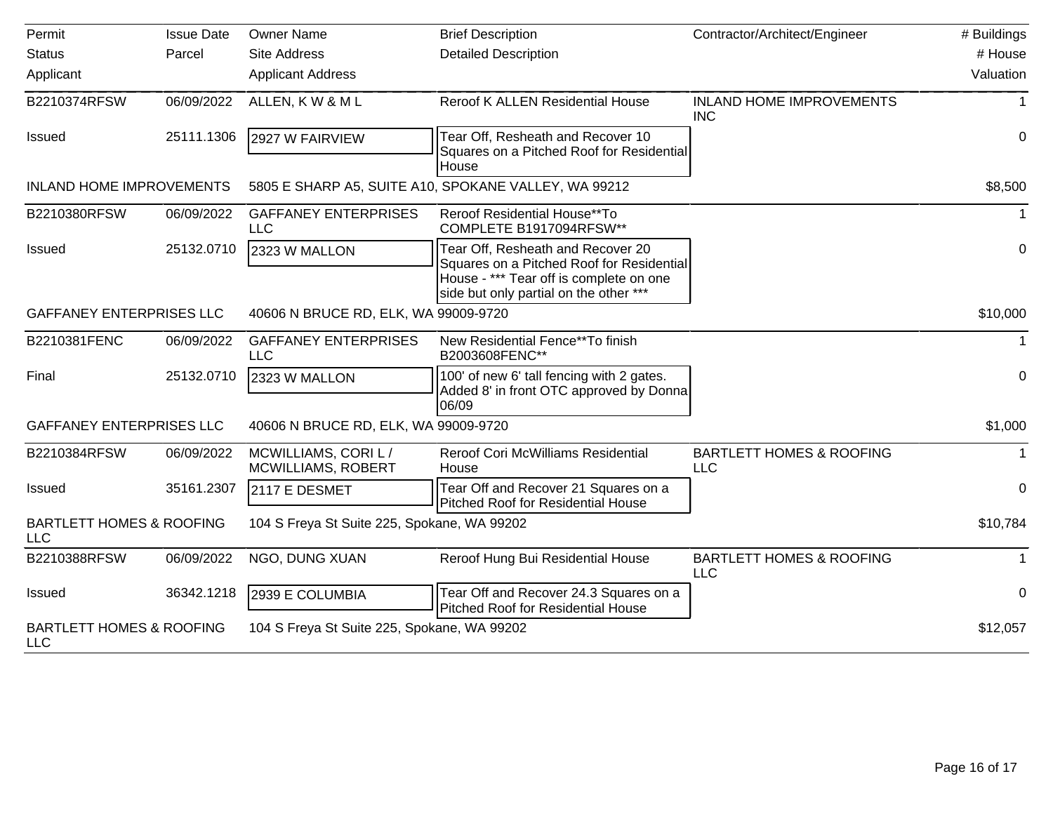| Permit / Status / Applicant | Issue Date / Parcel | Owner Name / Site Address / Applicant Address | Brief Description / Detailed Description | Contractor/Architect/Engineer | # Buildings / # House / Valuation |
|---|---|---|---|---|---|
| B2210374RFSW | 06/09/2022 | ALLEN, K W & M L | Reroof K ALLEN Residential House | INLAND HOME IMPROVEMENTS INC | 1 |
| Issued | 25111.1306 | 2927 W FAIRVIEW | Tear Off, Resheath and Recover 10 Squares on a Pitched Roof for Residential House | | 0 |
| INLAND HOME IMPROVEMENTS | | 5805 E SHARP A5, SUITE A10, SPOKANE VALLEY, WA 99212 | | | $8,500 |
| B2210380RFSW | 06/09/2022 | GAFFANEY ENTERPRISES LLC | Reroof Residential House**To COMPLETE B1917094RFSW** | | 1 |
| Issued | 25132.0710 | 2323 W MALLON | Tear Off, Resheath and Recover 20 Squares on a Pitched Roof for Residential House - *** Tear off is complete on one side but only partial on the other *** | | 0 |
| GAFFANEY ENTERPRISES LLC | | 40606 N BRUCE RD, ELK, WA 99009-9720 | | | $10,000 |
| B2210381FENC | 06/09/2022 | GAFFANEY ENTERPRISES LLC | New Residential Fence**To finish B2003608FENC** | | 1 |
| Final | 25132.0710 | 2323 W MALLON | 100' of new 6' tall fencing with 2 gates. Added 8' in front OTC approved by Donna 06/09 | | 0 |
| GAFFANEY ENTERPRISES LLC | | 40606 N BRUCE RD, ELK, WA 99009-9720 | | | $1,000 |
| B2210384RFSW | 06/09/2022 | MCWILLIAMS, CORI L / MCWILLIAMS, ROBERT | Reroof Cori McWilliams Residential House | BARTLETT HOMES & ROOFING LLC | 1 |
| Issued | 35161.2307 | 2117 E DESMET | Tear Off and Recover 21 Squares on a Pitched Roof for Residential House | | 0 |
| BARTLETT HOMES & ROOFING LLC | | 104 S Freya St Suite 225, Spokane, WA 99202 | | | $10,784 |
| B2210388RFSW | 06/09/2022 | NGO, DUNG XUAN | Reroof Hung Bui Residential House | BARTLETT HOMES & ROOFING LLC | 1 |
| Issued | 36342.1218 | 2939 E COLUMBIA | Tear Off and Recover 24.3 Squares on a Pitched Roof for Residential House | | 0 |
| BARTLETT HOMES & ROOFING LLC | | 104 S Freya St Suite 225, Spokane, WA 99202 | | | $12,057 |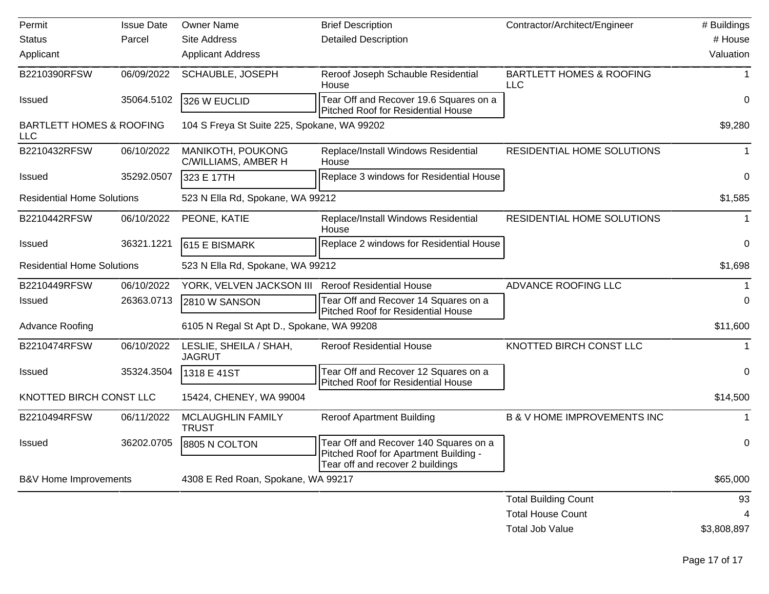| Permit / Status / Applicant | Issue Date / Parcel | Owner Name / Site Address / Applicant Address | Brief Description / Detailed Description | Contractor/Architect/Engineer | # Buildings / # House / Valuation |
|---|---|---|---|---|---|
| B2210390RFSW | 06/09/2022 | SCHAUBLE, JOSEPH | Reroof Joseph Schauble Residential House | BARTLETT HOMES & ROOFING LLC | 1 |
| Issued | 35064.5102 | 326 W EUCLID | Tear Off and Recover 19.6 Squares on a Pitched Roof for Residential House | | 0 |
| BARTLETT HOMES & ROOFING LLC | | 104 S Freya St Suite 225, Spokane, WA 99202 | | | $9,280 |
| B2210432RFSW | 06/10/2022 | MANIKOTH, POUKONG C/WILLIAMS, AMBER H | Replace/Install Windows Residential House | RESIDENTIAL HOME SOLUTIONS | 1 |
| Issued | 35292.0507 | 323 E 17TH | Replace 3 windows for Residential House | | 0 |
| Residential Home Solutions | | 523 N Ella Rd, Spokane, WA 99212 | | | $1,585 |
| B2210442RFSW | 06/10/2022 | PEONE, KATIE | Replace/Install Windows Residential House | RESIDENTIAL HOME SOLUTIONS | 1 |
| Issued | 36321.1221 | 615 E BISMARK | Replace 2 windows for Residential House | | 0 |
| Residential Home Solutions | | 523 N Ella Rd, Spokane, WA 99212 | | | $1,698 |
| B2210449RFSW | 06/10/2022 | YORK, VELVEN JACKSON III | Reroof Residential House | ADVANCE ROOFING LLC | 1 |
| Issued | 26363.0713 | 2810 W SANSON | Tear Off and Recover 14 Squares on a Pitched Roof for Residential House | | 0 |
| Advance Roofing | | 6105 N Regal St Apt D., Spokane, WA 99208 | | | $11,600 |
| B2210474RFSW | 06/10/2022 | LESLIE, SHEILA / SHAH, JAGRUT | Reroof Residential House | KNOTTED BIRCH CONST LLC | 1 |
| Issued | 35324.3504 | 1318 E 41ST | Tear Off and Recover 12 Squares on a Pitched Roof for Residential House | | 0 |
| KNOTTED BIRCH CONST LLC | | 15424, CHENEY, WA 99004 | | | $14,500 |
| B2210494RFSW | 06/11/2022 | MCLAUGHLIN FAMILY TRUST | Reroof Apartment Building | B & V HOME IMPROVEMENTS INC | 1 |
| Issued | 36202.0705 | 8805 N COLTON | Tear Off and Recover 140 Squares on a Pitched Roof for Apartment Building - Tear off and recover 2 buildings | | 0 |
| B&V Home Improvements | | 4308 E Red Roan, Spokane, WA 99217 | | | $65,000 |

| | |
|---|---|
| Total Building Count | 93 |
| Total House Count | 4 |
| Total Job Value | $3,808,897 |